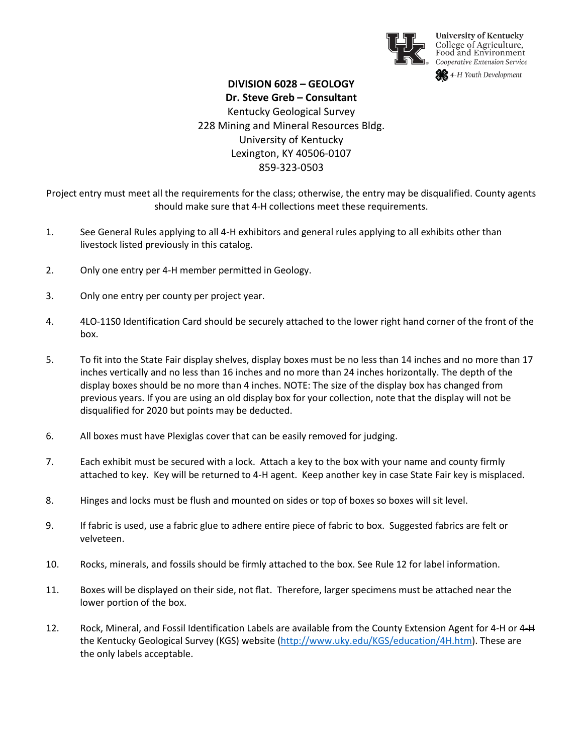University of Kentucky
College of Agriculture, Food and Environment
*Cooperative Extension Service*
*4-H Youth Development*

# DIVISION 6028 – GEOLOGY

**Dr. Steve Greb – Consultant**
Kentucky Geological Survey
228 Mining and Mineral Resources Bldg.
University of Kentucky
Lexington, KY 40506-0107
859-323-0503

Project entry must meet all the requirements for the class; otherwise, the entry may be disqualified. County agents should make sure that 4-H collections meet these requirements.

1. See General Rules applying to all 4-H exhibitors and general rules applying to all exhibits other than livestock listed previously in this catalog.

2. Only one entry per 4-H member permitted in Geology.

3. Only one entry per county per project year.

4. 4LO-11S0 Identification Card should be securely attached to the lower right hand corner of the front of the box.

5. To fit into the State Fair display shelves, display boxes must be no less than 14 inches and no more than 17 inches vertically and no less than 16 inches and no more than 24 inches horizontally. The depth of the display boxes should be no more than 4 inches. NOTE: The size of the display box has changed from previous years. If you are using an old display box for your collection, note that the display will not be disqualified for 2020 but points may be deducted.

6. All boxes must have Plexiglas cover that can be easily removed for judging.

7. Each exhibit must be secured with a lock. Attach a key to the box with your name and county firmly attached to key. Key will be returned to 4-H agent. Keep another key in case State Fair key is misplaced.

8. Hinges and locks must be flush and mounted on sides or top of boxes so boxes will sit level.

9. If fabric is used, use a fabric glue to adhere entire piece of fabric to box. Suggested fabrics are felt or velveteen.

10. Rocks, minerals, and fossils should be firmly attached to the box. See Rule 12 for label information.

11. Boxes will be displayed on their side, not flat. Therefore, larger specimens must be attached near the lower portion of the box.

12. Rock, Mineral, and Fossil Identification Labels are available from the County Extension Agent for 4-H or ~~4-H~~ the Kentucky Geological Survey (KGS) website (http://www.uky.edu/KGS/education/4H.htm). These are the only labels acceptable.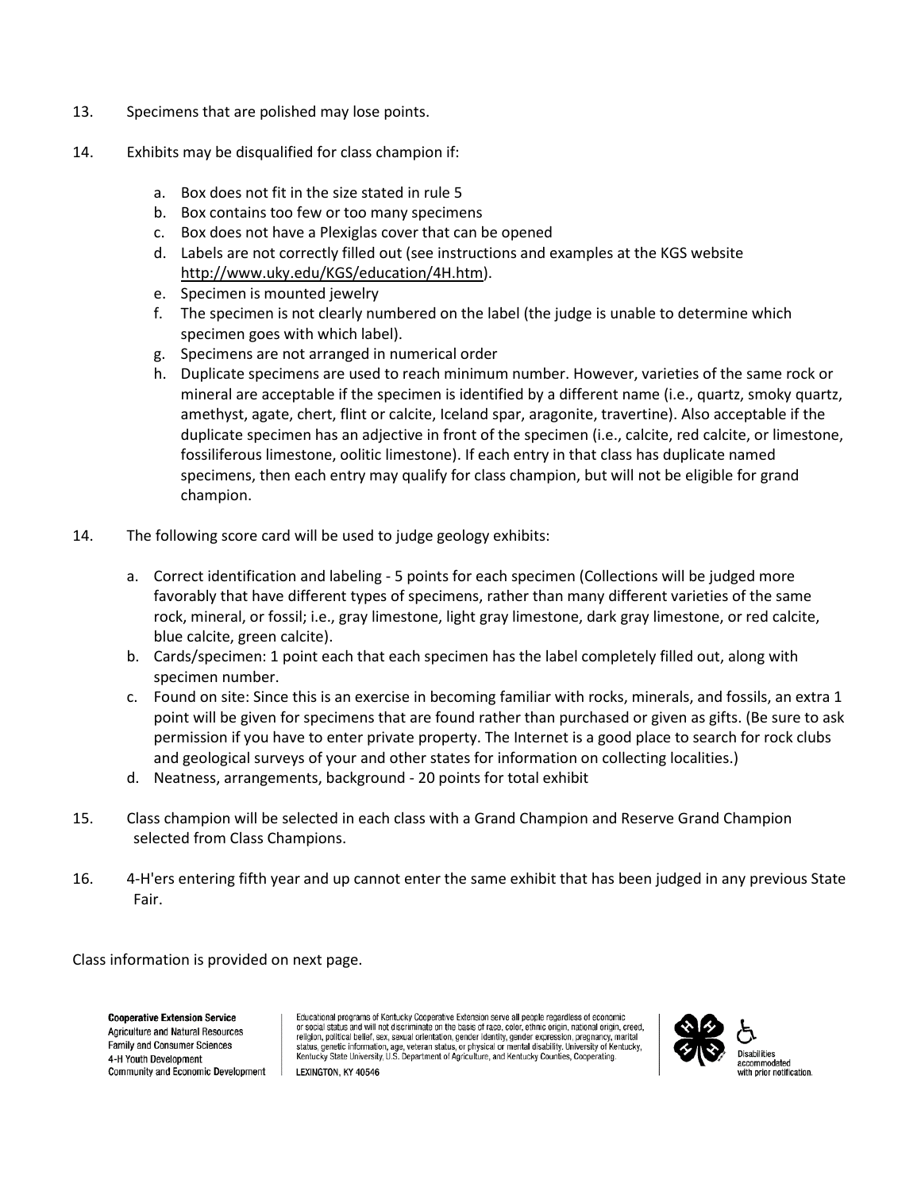13. Specimens that are polished may lose points.

14. Exhibits may be disqualified for class champion if:

    a. Box does not fit in the size stated in rule 5
    b. Box contains too few or too many specimens
    c. Box does not have a Plexiglas cover that can be opened
    d. Labels are not correctly filled out (see instructions and examples at the KGS website http://www.uky.edu/KGS/education/4H.htm).
    e. Specimen is mounted jewelry
    f. The specimen is not clearly numbered on the label (the judge is unable to determine which specimen goes with which label).
    g. Specimens are not arranged in numerical order
    h. Duplicate specimens are used to reach minimum number. However, varieties of the same rock or mineral are acceptable if the specimen is identified by a different name (i.e., quartz, smoky quartz, amethyst, agate, chert, flint or calcite, Iceland spar, aragonite, travertine). Also acceptable if the duplicate specimen has an adjective in front of the specimen (i.e., calcite, red calcite, or limestone, fossiliferous limestone, oolitic limestone). If each entry in that class has duplicate named specimens, then each entry may qualify for class champion, but will not be eligible for grand champion.

14. The following score card will be used to judge geology exhibits:

    a. Correct identification and labeling - 5 points for each specimen (Collections will be judged more favorably that have different types of specimens, rather than many different varieties of the same rock, mineral, or fossil; i.e., gray limestone, light gray limestone, dark gray limestone, or red calcite, blue calcite, green calcite).
    b. Cards/specimen: 1 point each that each specimen has the label completely filled out, along with specimen number.
    c. Found on site: Since this is an exercise in becoming familiar with rocks, minerals, and fossils, an extra 1 point will be given for specimens that are found rather than purchased or given as gifts. (Be sure to ask permission if you have to enter private property. The Internet is a good place to search for rock clubs and geological surveys of your and other states for information on collecting localities.)
    d. Neatness, arrangements, background - 20 points for total exhibit

15. Class champion will be selected in each class with a Grand Champion and Reserve Grand Champion selected from Class Champions.

16. 4-H'ers entering fifth year and up cannot enter the same exhibit that has been judged in any previous State Fair.

Class information is provided on next page.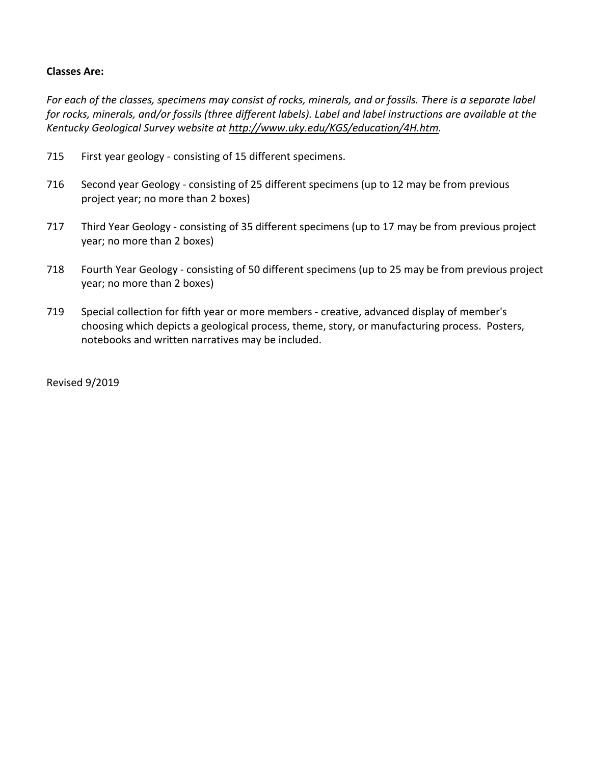**Classes Are:**

*For each of the classes, specimens may consist of rocks, minerals, and or fossils. There is a separate label for rocks, minerals, and/or fossils (three different labels). Label and label instructions are available at the Kentucky Geological Survey website at http://www.uky.edu/KGS/education/4H.htm.*

715 First year geology - consisting of 15 different specimens.

716 Second year Geology - consisting of 25 different specimens (up to 12 may be from previous project year; no more than 2 boxes)

717 Third Year Geology - consisting of 35 different specimens (up to 17 may be from previous project year; no more than 2 boxes)

718 Fourth Year Geology - consisting of 50 different specimens (up to 25 may be from previous project year; no more than 2 boxes)

719 Special collection for fifth year or more members - creative, advanced display of member's choosing which depicts a geological process, theme, story, or manufacturing process. Posters, notebooks and written narratives may be included.

Revised 9/2019